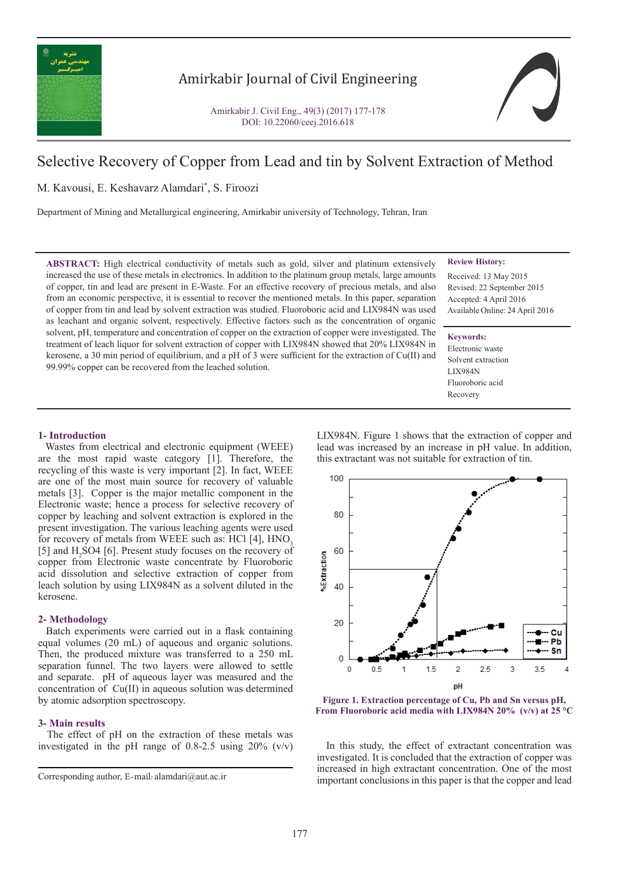# Selective Recovery of Copper from Lead and tin by Solvent Extraction of Method

M. Kavousi, E. Keshavarz Alamdari*, S. Firoozi

Department of Mining and Metallurgical engineering, Amirkabir university of Technology, Tehran, Iran

**ABSTRACT:** High electrical conductivity of metals such as gold, silver and platinum extensively increased the use of these metals in electronics. In addition to the platinum group metals, large amounts of copper, tin and lead are present in E-Waste. For an effective recovery of precious metals, and also from an economic perspective, it is essential to recover the mentioned metals. In this paper, separation of copper from tin and lead by solvent extraction was studied. Fluoroboric acid and LIX984N was used as leachant and organic solvent, respectively. Effective factors such as the concentration of organic solvent, pH, temperature and concentration of copper on the extraction of copper were investigated. The treatment of leach liquor for solvent extraction of copper with LIX984N showed that 20% LIX984N in kerosene, a 30 min period of equilibrium, and a pH of 3 were sufficient for the extraction of Cu(II) and 99.99% copper can be recovered from the leached solution.

**Review History:**

Received: 13 May 2015
Revised: 22 September 2015
Accepted: 4 April 2016
Available Online: 24 April 2016

**Keywords:**

Electronic waste
Solvent extraction
LIX984N
Fluoroboric acid
Recovery

## 1- Introduction

Wastes from electrical and electronic equipment (WEEE) are the most rapid waste category [1]. Therefore, the recycling of this waste is very important [2]. In fact, WEEE are one of the most main source for recovery of valuable metals [3]. Copper is the major metallic component in the Electronic waste; hence a process for selective recovery of copper by leaching and solvent extraction is explored in the present investigation. The various leaching agents were used for recovery of metals from WEEE such as: HCl [4], $HNO_3$ [5] and $H_2SO4$ [6]. Present study focuses on the recovery of copper from Electronic waste concentrate by Fluoroboric acid dissolution and selective extraction of copper from leach solution by using LIX984N as a solvent diluted in the kerosene.

## 2- Methodology

Batch experiments were carried out in a flask containing equal volumes (20 mL) of aqueous and organic solutions. Then, the produced mixture was transferred to a 250 mL separation funnel. The two layers were allowed to settle and separate. pH of aqueous layer was measured and the concentration of Cu(II) in aqueous solution was determined by atomic adsorption spectroscopy.

## 3- Main results

The effect of pH on the extraction of these metals was investigated in the pH range of 0.8-2.5 using 20% (v/v) LIX984N. Figure 1 shows that the extraction of copper and lead was increased by an increase in pH value. In addition, this extractant was not suitable for extraction of tin.

**Figure 1. Extraction percentage of Cu, Pb and Sn versus pH, From Fluoroboric acid media with LIX984N 20% (v/v) at 25 °C**

In this study, the effect of extractant concentration was investigated. It is concluded that the extraction of copper was increased in high extractant concentration. One of the most important conclusions in this paper is that the copper and lead

Corresponding author, E-mail: alamdari@aut.ac.ir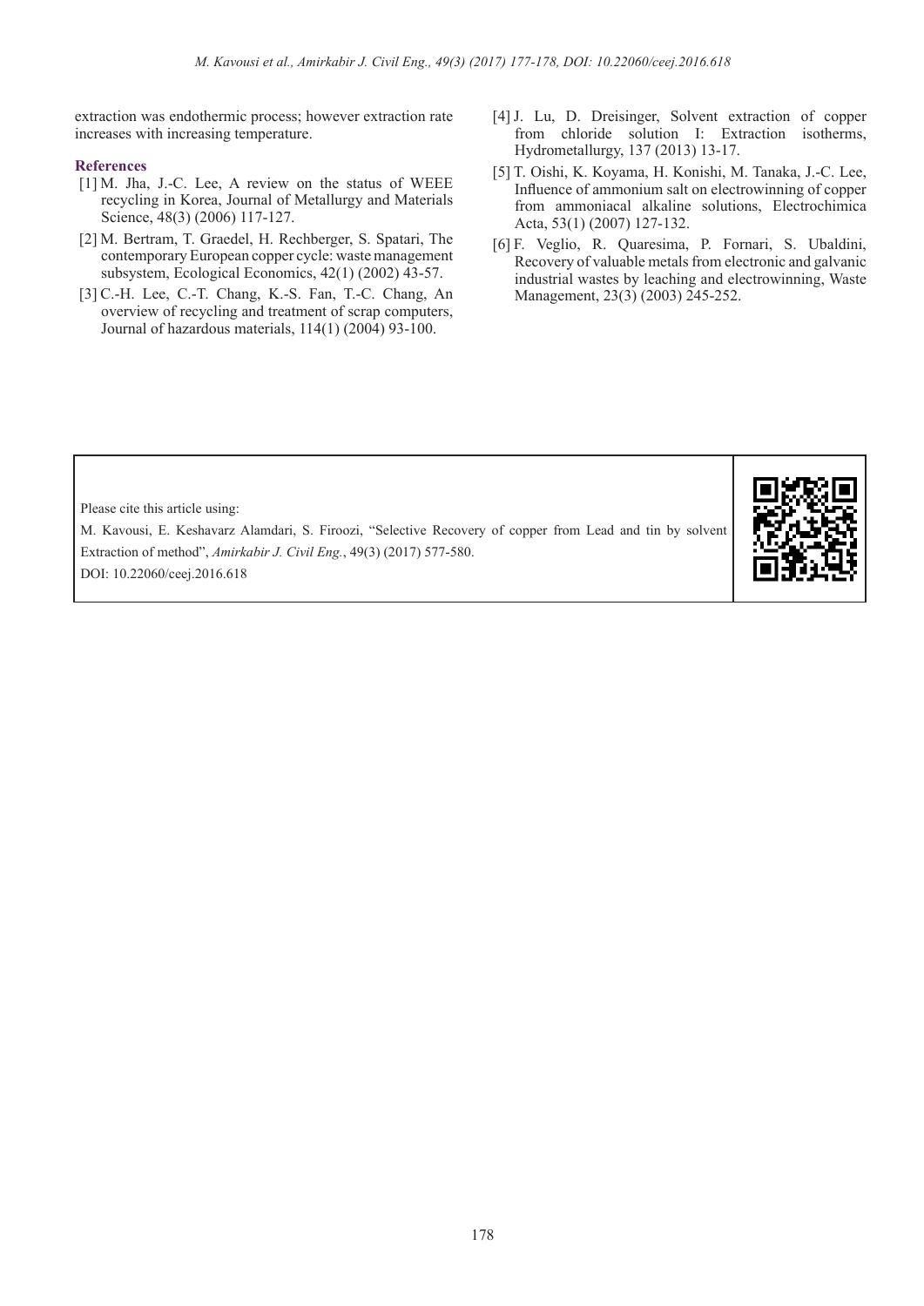extraction was endothermic process; however extraction rate increases with increasing temperature.

### References

[1] M. Jha, J.-C. Lee, A review on the status of WEEE recycling in Korea, Journal of Metallurgy and Materials Science, 48(3) (2006) 117-127.

[2] M. Bertram, T. Graedel, H. Rechberger, S. Spatari, The contemporary European copper cycle: waste management subsystem, Ecological Economics, 42(1) (2002) 43-57.

[3] C.-H. Lee, C.-T. Chang, K.-S. Fan, T.-C. Chang, An overview of recycling and treatment of scrap computers, Journal of hazardous materials, 114(1) (2004) 93-100.

[4] J. Lu, D. Dreisinger, Solvent extraction of copper from chloride solution I: Extraction isotherms, Hydrometallurgy, 137 (2013) 13-17.

[5] T. Oishi, K. Koyama, H. Konishi, M. Tanaka, J.-C. Lee, Influence of ammonium salt on electrowinning of copper from ammoniacal alkaline solutions, Electrochimica Acta, 53(1) (2007) 127-132.

[6] F. Veglio, R. Quaresima, P. Fornari, S. Ubaldini, Recovery of valuable metals from electronic and galvanic industrial wastes by leaching and electrowinning, Waste Management, 23(3) (2003) 245-252.

Please cite this article using:

M. Kavousi, E. Keshavarz Alamdari, S. Firoozi, “Selective Recovery of copper from Lead and tin by solvent Extraction of method”, *Amirkabir J. Civil Eng.*, 49(3) (2017) 577-580.

DOI: 10.22060/ceej.2016.618